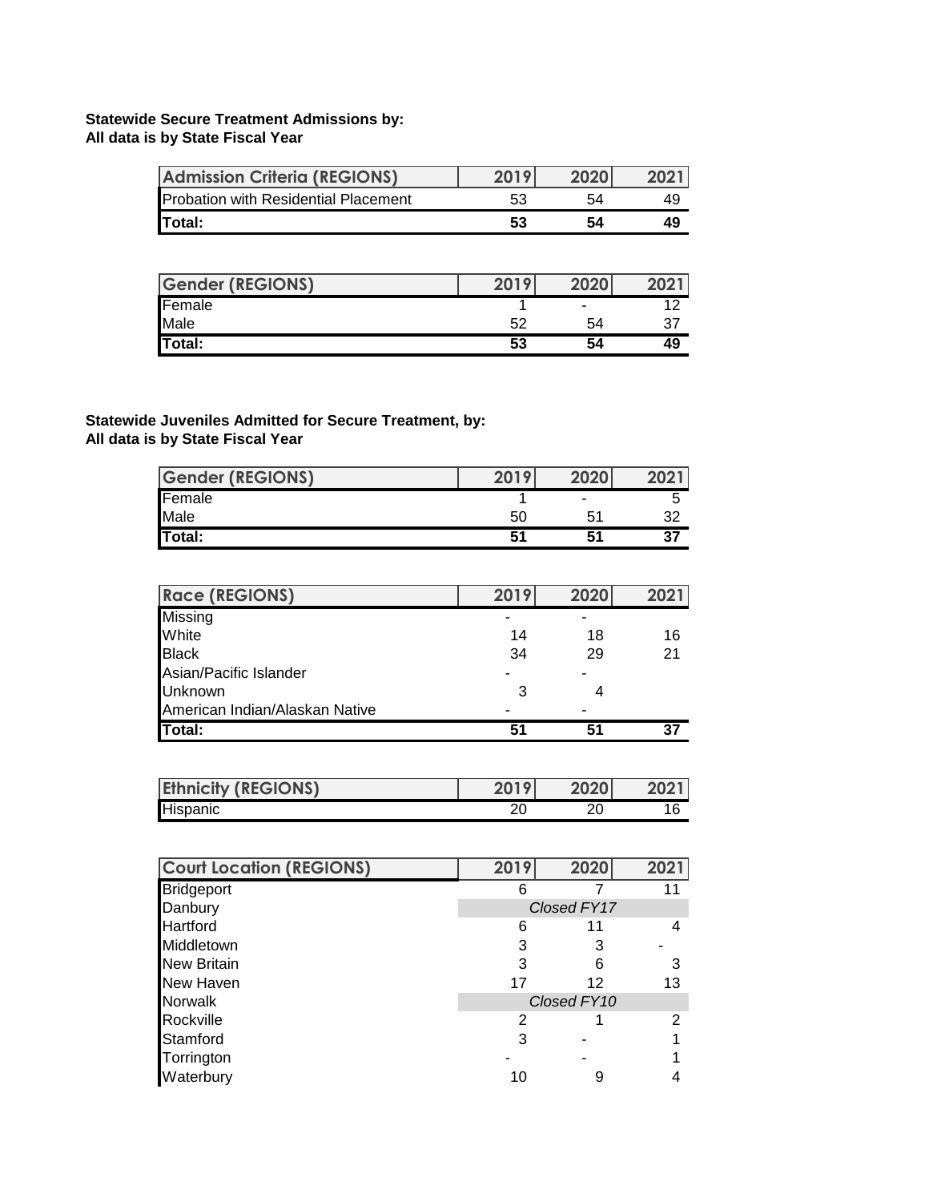**Statewide Secure Treatment Admissions by:**
**All data is by State Fiscal Year**

| Admission Criteria (REGIONS) | 2019 | 2020 | 2021 |
|---|---|---|---|
| Probation with Residential Placement | 53 | 54 | 49 |
| **Total:** | **53** | **54** | **49** |

| Gender (REGIONS) | 2019 | 2020 | 2021 |
|---|---|---|---|
| Female | 1 | - | 12 |
| Male | 52 | 54 | 37 |
| **Total:** | **53** | **54** | **49** |

**Statewide Juveniles Admitted for Secure Treatment, by:**
**All data is by State Fiscal Year**

| Gender (REGIONS) | 2019 | 2020 | 2021 |
|---|---|---|---|
| Female | 1 | - | 5 |
| Male | 50 | 51 | 32 |
| **Total:** | **51** | **51** | **37** |

| Race (REGIONS) | 2019 | 2020 | 2021 |
|---|---|---|---|
| Missing | - | - | |
| White | 14 | 18 | 16 |
| Black | 34 | 29 | 21 |
| Asian/Pacific Islander | - | - | |
| Unknown | 3 | 4 | |
| American Indian/Alaskan Native | - | - | |
| **Total:** | **51** | **51** | **37** |

| Ethnicity (REGIONS) | 2019 | 2020 | 2021 |
|---|---|---|---|
| Hispanic | 20 | 20 | 16 |

| Court Location (REGIONS) | 2019 | 2020 | 2021 |
|---|---|---|---|
| Bridgeport | 6 | 7 | 11 |
| Danbury | | *Closed FY17* | |
| Hartford | 6 | 11 | 4 |
| Middletown | 3 | 3 | - |
| New Britain | 3 | 6 | 3 |
| New Haven | 17 | 12 | 13 |
| Norwalk | | *Closed FY10* | |
| Rockville | 2 | 1 | 2 |
| Stamford | 3 | - | 1 |
| Torrington | - | - | 1 |
| Waterbury | 10 | 9 | 4 |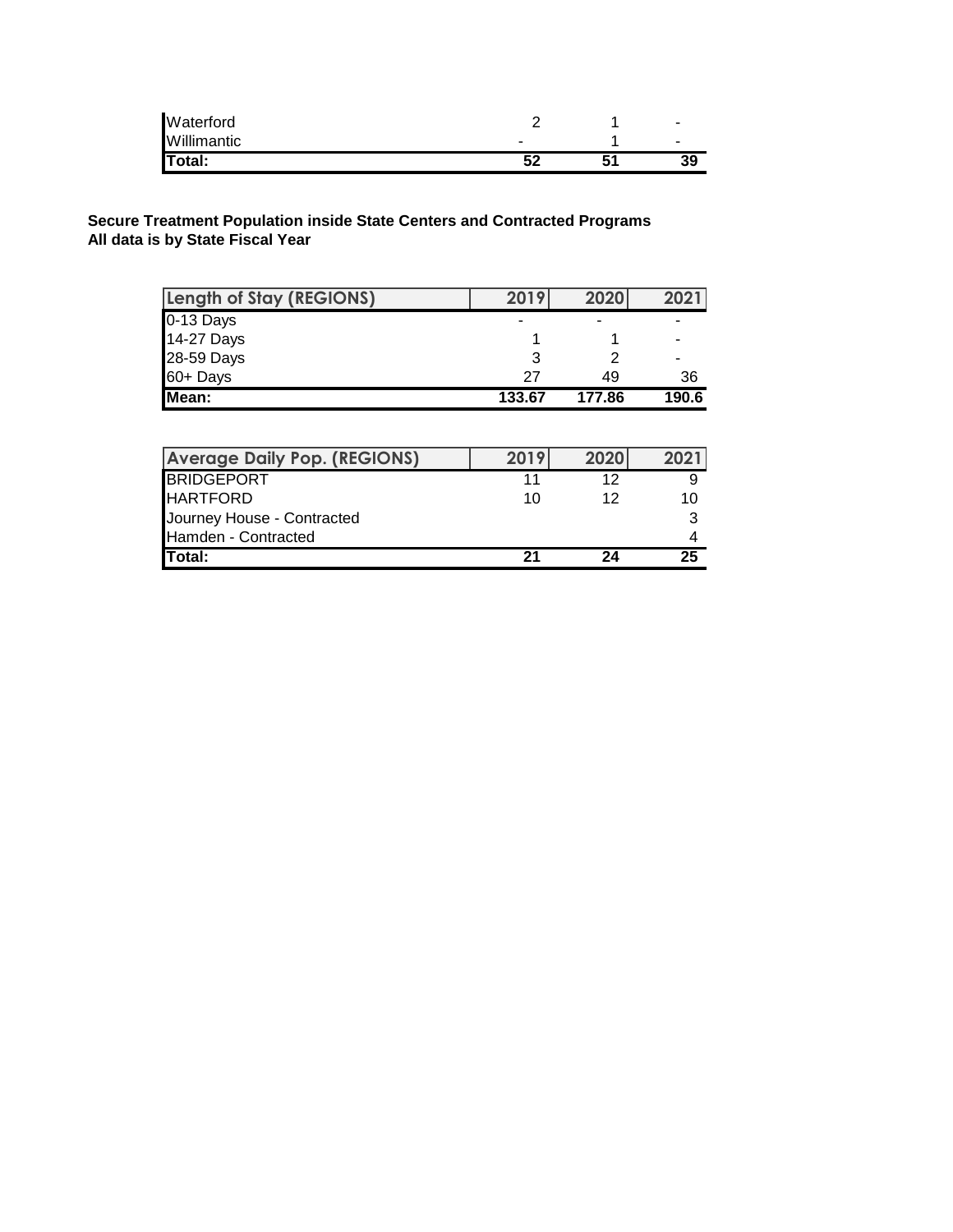| | | | |
|---|---|---|---|
| Waterford | 2 | 1 | - |
| Willimantic | - | 1 | - |
| **Total:** | **52** | **51** | **39** |

**Secure Treatment Population inside State Centers and Contracted Programs**
**All data is by State Fiscal Year**

| Length of Stay (REGIONS) | 2019 | 2020 | 2021 |
|---|---|---|---|
| 0-13 Days | - | - | - |
| 14-27 Days | 1 | 1 | - |
| 28-59 Days | 3 | 2 | - |
| 60+ Days | 27 | 49 | 36 |
| **Mean:** | **133.67** | **177.86** | **190.6** |

| Average Daily Pop. (REGIONS) | 2019 | 2020 | 2021 |
|---|---|---|---|
| BRIDGEPORT | 11 | 12 | 9 |
| HARTFORD | 10 | 12 | 10 |
| Journey House - Contracted | | | 3 |
| Hamden - Contracted | | | 4 |
| **Total:** | **21** | **24** | **25** |